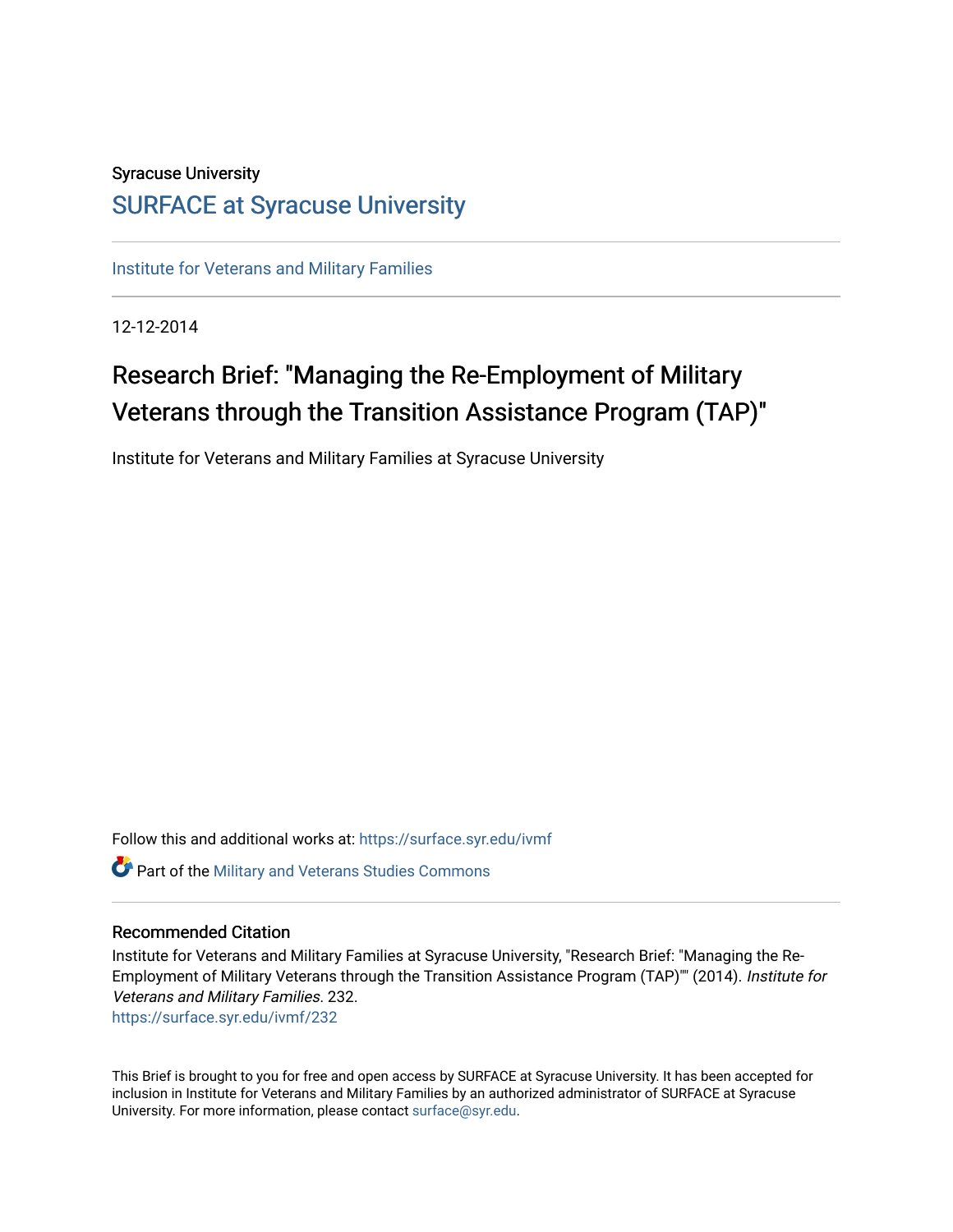Syracuse University

# SURFACE at Syracuse University

Institute for Veterans and Military Families

12-12-2014

# Research Brief: "Managing the Re-Employment of Military Veterans through the Transition Assistance Program (TAP)"

Institute for Veterans and Military Families at Syracuse University

Follow this and additional works at: https://surface.syr.edu/ivmf

Part of the Military and Veterans Studies Commons

## Recommended Citation

Institute for Veterans and Military Families at Syracuse University, "Research Brief: "Managing the Re-Employment of Military Veterans through the Transition Assistance Program (TAP)"" (2014). *Institute for Veterans and Military Families*. 232.
https://surface.syr.edu/ivmf/232

This Brief is brought to you for free and open access by SURFACE at Syracuse University. It has been accepted for inclusion in Institute for Veterans and Military Families by an authorized administrator of SURFACE at Syracuse University. For more information, please contact surface@syr.edu.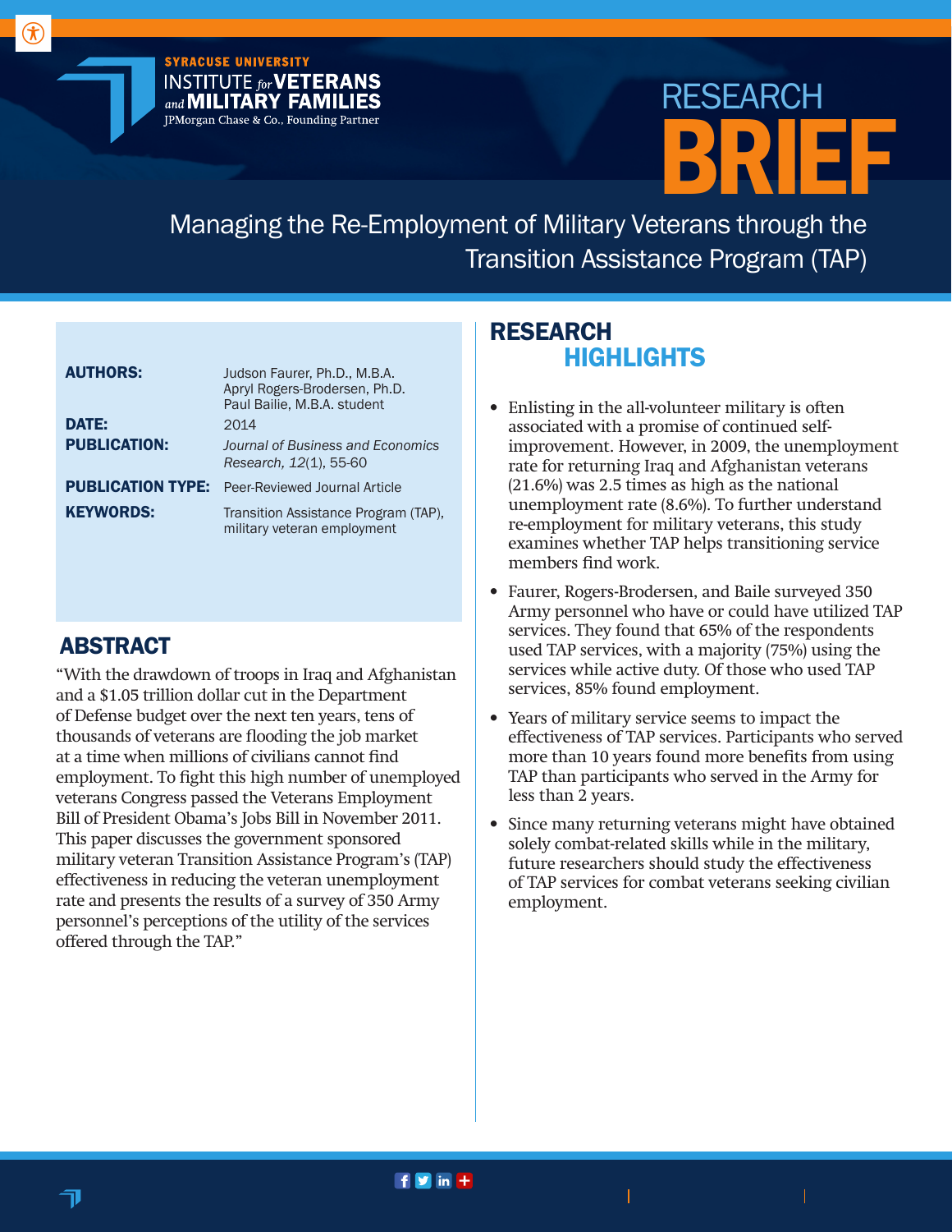SYRACUSE UNIVERSITY
INSTITUTE *for* VETERANS *and* MILITARY FAMILIES
JPMorgan Chase & Co., Founding Partner

# RESEARCH BRIEF

## Managing the Re-Employment of Military Veterans through the Transition Assistance Program (TAP)

**AUTHORS:** Judson Faurer, Ph.D., M.B.A.
Apryl Rogers-Brodersen, Ph.D.
Paul Bailie, M.B.A. student

**DATE:** 2014

**PUBLICATION:** *Journal of Business and Economics Research, 12*(1), 55-60

**PUBLICATION TYPE:** Peer-Reviewed Journal Article

**KEYWORDS:** Transition Assistance Program (TAP), military veteran employment

## ABSTRACT

"With the drawdown of troops in Iraq and Afghanistan and a $1.05 trillion dollar cut in the Department of Defense budget over the next ten years, tens of thousands of veterans are flooding the job market at a time when millions of civilians cannot find employment. To fight this high number of unemployed veterans Congress passed the Veterans Employment Bill of President Obama's Jobs Bill in November 2011. This paper discusses the government sponsored military veteran Transition Assistance Program's (TAP) effectiveness in reducing the veteran unemployment rate and presents the results of a survey of 350 Army personnel's perceptions of the utility of the services offered through the TAP."

## RESEARCH HIGHLIGHTS

- Enlisting in the all-volunteer military is often associated with a promise of continued self-improvement. However, in 2009, the unemployment rate for returning Iraq and Afghanistan veterans (21.6%) was 2.5 times as high as the national unemployment rate (8.6%). To further understand re-employment for military veterans, this study examines whether TAP helps transitioning service members find work.
- Faurer, Rogers-Brodersen, and Baile surveyed 350 Army personnel who have or could have utilized TAP services. They found that 65% of the respondents used TAP services, with a majority (75%) using the services while active duty. Of those who used TAP services, 85% found employment.
- Years of military service seems to impact the effectiveness of TAP services. Participants who served more than 10 years found more benefits from using TAP than participants who served in the Army for less than 2 years.
- Since many returning veterans might have obtained solely combat-related skills while in the military, future researchers should study the effectiveness of TAP services for combat veterans seeking civilian employment.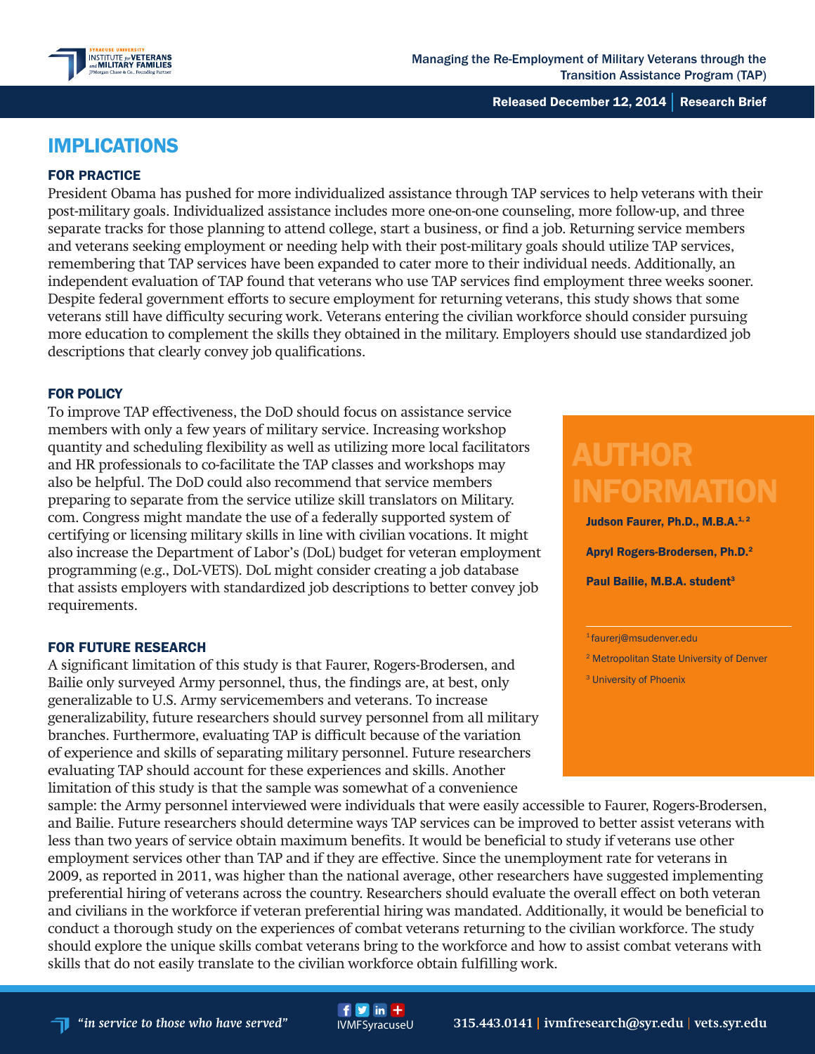## IMPLICATIONS

### FOR PRACTICE

President Obama has pushed for more individualized assistance through TAP services to help veterans with their post-military goals. Individualized assistance includes more one-on-one counseling, more follow-up, and three separate tracks for those planning to attend college, start a business, or find a job. Returning service members and veterans seeking employment or needing help with their post-military goals should utilize TAP services, remembering that TAP services have been expanded to cater more to their individual needs. Additionally, an independent evaluation of TAP found that veterans who use TAP services find employment three weeks sooner. Despite federal government efforts to secure employment for returning veterans, this study shows that some veterans still have difficulty securing work. Veterans entering the civilian workforce should consider pursuing more education to complement the skills they obtained in the military. Employers should use standardized job descriptions that clearly convey job qualifications.

### FOR POLICY

To improve TAP effectiveness, the DoD should focus on assistance service members with only a few years of military service. Increasing workshop quantity and scheduling flexibility as well as utilizing more local facilitators and HR professionals to co-facilitate the TAP classes and workshops may also be helpful. The DoD could also recommend that service members preparing to separate from the service utilize skill translators on Military.com. Congress might mandate the use of a federally supported system of certifying or licensing military skills in line with civilian vocations. It might also increase the Department of Labor's (DoL) budget for veteran employment programming (e.g., DoL-VETS). DoL might consider creating a job database that assists employers with standardized job descriptions to better convey job requirements.

### FOR FUTURE RESEARCH

A significant limitation of this study is that Faurer, Rogers-Brodersen, and Bailie only surveyed Army personnel, thus, the findings are, at best, only generalizable to U.S. Army servicemembers and veterans. To increase generalizability, future researchers should survey personnel from all military branches. Furthermore, evaluating TAP is difficult because of the variation of experience and skills of separating military personnel. Future researchers evaluating TAP should account for these experiences and skills. Another limitation of this study is that the sample was somewhat of a convenience sample: the Army personnel interviewed were individuals that were easily accessible to Faurer, Rogers-Brodersen, and Bailie. Future researchers should determine ways TAP services can be improved to better assist veterans with less than two years of service obtain maximum benefits. It would be beneficial to study if veterans use other employment services other than TAP and if they are effective. Since the unemployment rate for veterans in 2009, as reported in 2011, was higher than the national average, other researchers have suggested implementing preferential hiring of veterans across the country. Researchers should evaluate the overall effect on both veteran and civilians in the workforce if veteran preferential hiring was mandated. Additionally, it would be beneficial to conduct a thorough study on the experiences of combat veterans returning to the civilian workforce. The study should explore the unique skills combat veterans bring to the workforce and how to assist combat veterans with skills that do not easily translate to the civilian workforce obtain fulfilling work.

## AUTHOR INFORMATION

**Judson Faurer, Ph.D., M.B.A.[1, 2]**

**Apryl Rogers-Brodersen, Ph.D.[2]**

**Paul Bailie, M.B.A. student[3]**

[1] faurerj@msudenver.edu

[2] Metropolitan State University of Denver

[3] University of Phoenix